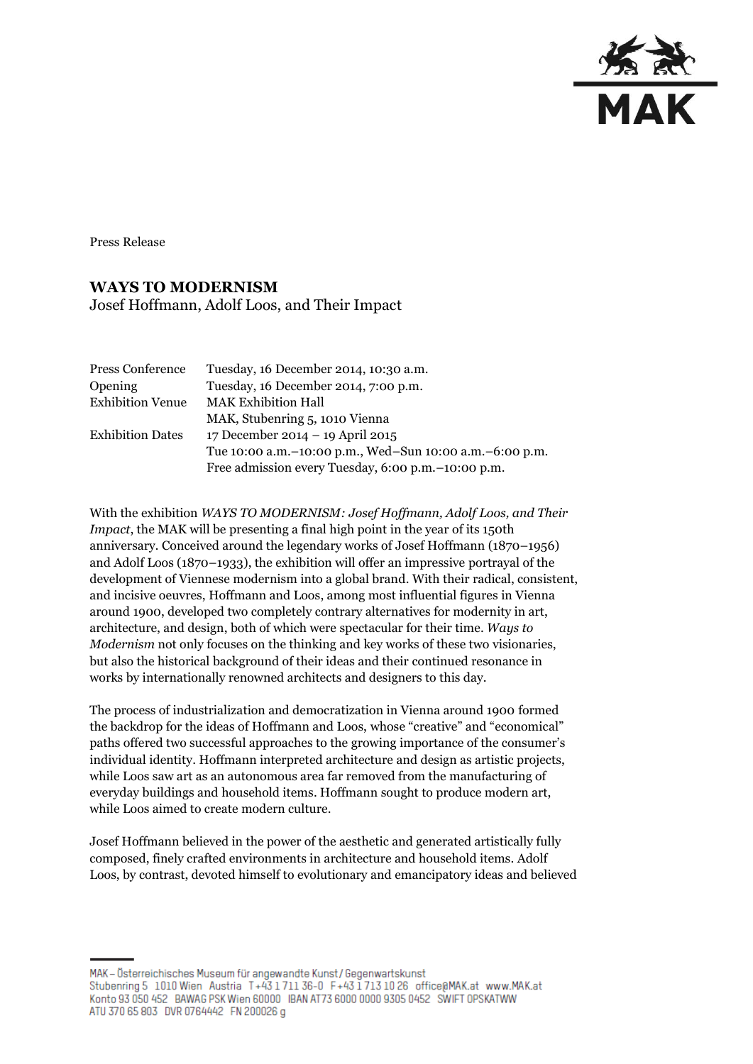Press Release

# WAYS TO MODERNISM

Josef Hoffmann, Adolf Loos, and Their Impact

| | |
|---|---|
| Press Conference | Tuesday, 16 December 2014, 10:30 a.m. |
| Opening | Tuesday, 16 December 2014, 7:00 p.m. |
| Exhibition Venue | MAK Exhibition Hall<br>MAK, Stubenring 5, 1010 Vienna |
| Exhibition Dates | 17 December 2014 – 19 April 2015<br>Tue 10:00 a.m.–10:00 p.m., Wed–Sun 10:00 a.m.–6:00 p.m.<br>Free admission every Tuesday, 6:00 p.m.–10:00 p.m. |

With the exhibition *WAYS TO MODERNISM: Josef Hoffmann, Adolf Loos, and Their Impact*, the MAK will be presenting a final high point in the year of its 150th anniversary. Conceived around the legendary works of Josef Hoffmann (1870–1956) and Adolf Loos (1870–1933), the exhibition will offer an impressive portrayal of the development of Viennese modernism into a global brand. With their radical, consistent, and incisive oeuvres, Hoffmann and Loos, among most influential figures in Vienna around 1900, developed two completely contrary alternatives for modernity in art, architecture, and design, both of which were spectacular for their time. *Ways to Modernism* not only focuses on the thinking and key works of these two visionaries, but also the historical background of their ideas and their continued resonance in works by internationally renowned architects and designers to this day.

The process of industrialization and democratization in Vienna around 1900 formed the backdrop for the ideas of Hoffmann and Loos, whose "creative" and "economical" paths offered two successful approaches to the growing importance of the consumer's individual identity. Hoffmann interpreted architecture and design as artistic projects, while Loos saw art as an autonomous area far removed from the manufacturing of everyday buildings and household items. Hoffmann sought to produce modern art, while Loos aimed to create modern culture.

Josef Hoffmann believed in the power of the aesthetic and generated artistically fully composed, finely crafted environments in architecture and household items. Adolf Loos, by contrast, devoted himself to evolutionary and emancipatory ideas and believed

MAK – Österreichisches Museum für angewandte Kunst / Gegenwartskunst
Stubenring 5 1010 Wien Austria T +43 1 711 36-0 F +43 1 713 10 26 office@MAK.at www.MAK.at
Konto 93 050 452 BAWAG PSK Wien 60000 IBAN AT73 6000 0000 9305 0452 SWIFT OPSKATWW
ATU 370 65 803 DVR 0764442 FN 200026 g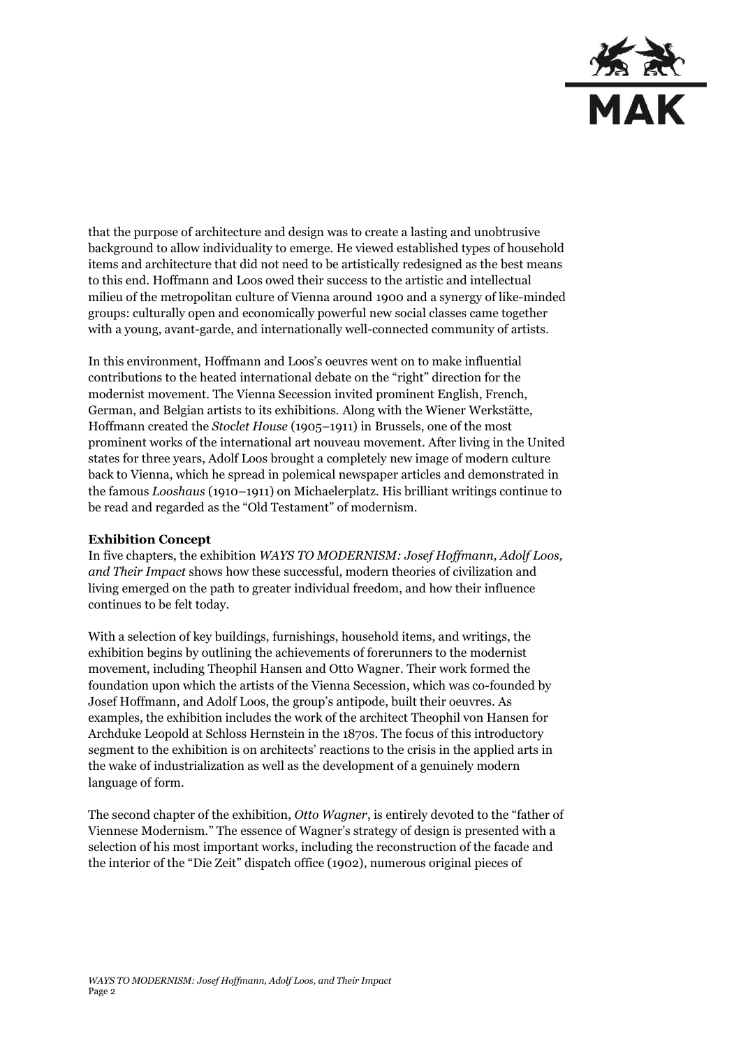that the purpose of architecture and design was to create a lasting and unobtrusive background to allow individuality to emerge. He viewed established types of household items and architecture that did not need to be artistically redesigned as the best means to this end. Hoffmann and Loos owed their success to the artistic and intellectual milieu of the metropolitan culture of Vienna around 1900 and a synergy of like-minded groups: culturally open and economically powerful new social classes came together with a young, avant-garde, and internationally well-connected community of artists.

In this environment, Hoffmann and Loos's oeuvres went on to make influential contributions to the heated international debate on the "right" direction for the modernist movement. The Vienna Secession invited prominent English, French, German, and Belgian artists to its exhibitions. Along with the Wiener Werkstätte, Hoffmann created the *Stoclet House* (1905–1911) in Brussels, one of the most prominent works of the international art nouveau movement. After living in the United states for three years, Adolf Loos brought a completely new image of modern culture back to Vienna, which he spread in polemical newspaper articles and demonstrated in the famous *Looshaus* (1910–1911) on Michaelerplatz. His brilliant writings continue to be read and regarded as the "Old Testament" of modernism.

**Exhibition Concept**

In five chapters, the exhibition *WAYS TO MODERNISM: Josef Hoffmann, Adolf Loos, and Their Impact* shows how these successful, modern theories of civilization and living emerged on the path to greater individual freedom, and how their influence continues to be felt today.

With a selection of key buildings, furnishings, household items, and writings, the exhibition begins by outlining the achievements of forerunners to the modernist movement, including Theophil Hansen and Otto Wagner. Their work formed the foundation upon which the artists of the Vienna Secession, which was co-founded by Josef Hoffmann, and Adolf Loos, the group's antipode, built their oeuvres. As examples, the exhibition includes the work of the architect Theophil von Hansen for Archduke Leopold at Schloss Hernstein in the 1870s. The focus of this introductory segment to the exhibition is on architects' reactions to the crisis in the applied arts in the wake of industrialization as well as the development of a genuinely modern language of form.

The second chapter of the exhibition, *Otto Wagner*, is entirely devoted to the "father of Viennese Modernism." The essence of Wagner's strategy of design is presented with a selection of his most important works, including the reconstruction of the facade and the interior of the "Die Zeit" dispatch office (1902), numerous original pieces of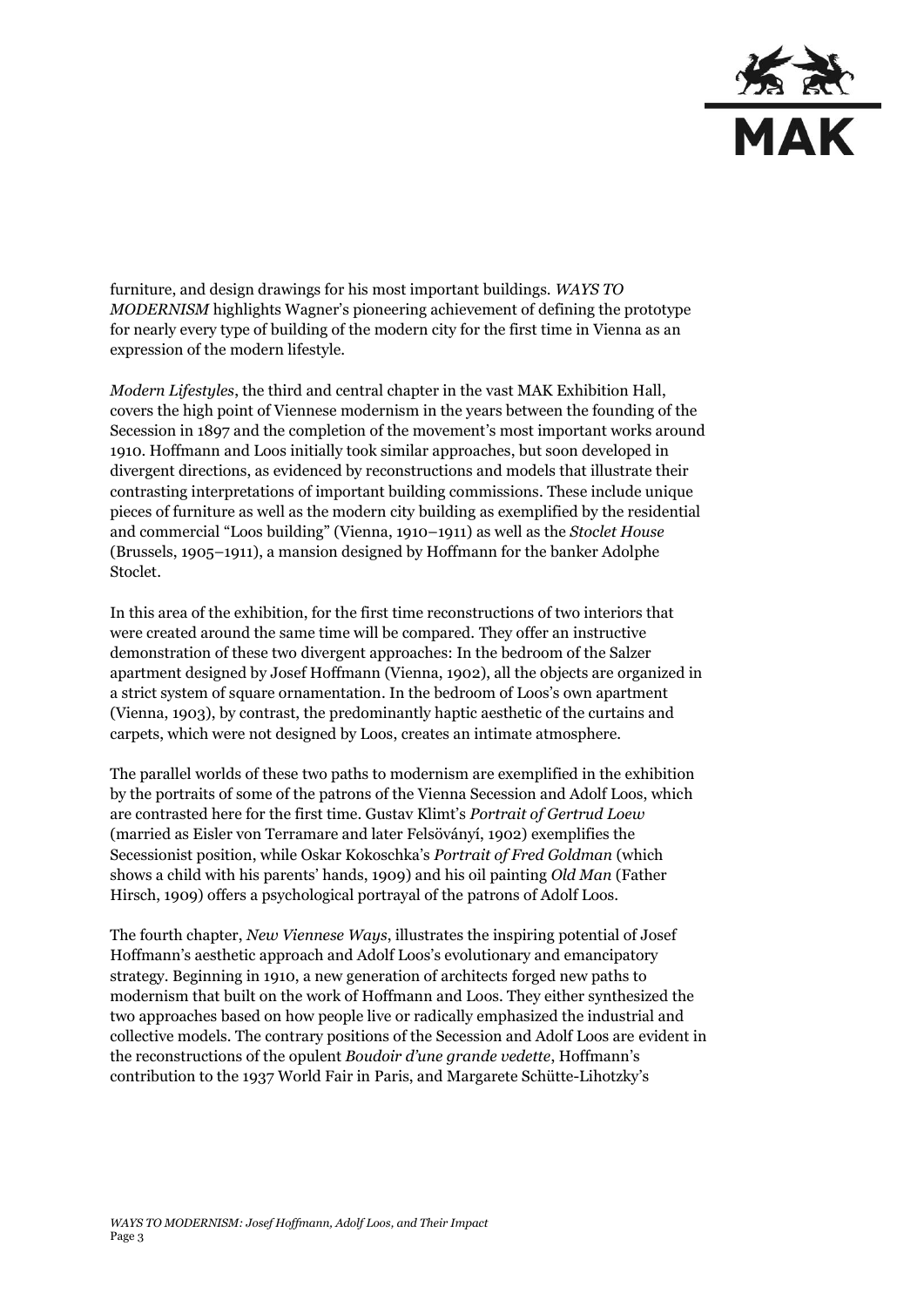furniture, and design drawings for his most important buildings. *WAYS TO MODERNISM* highlights Wagner's pioneering achievement of defining the prototype for nearly every type of building of the modern city for the first time in Vienna as an expression of the modern lifestyle.

*Modern Lifestyles*, the third and central chapter in the vast MAK Exhibition Hall, covers the high point of Viennese modernism in the years between the founding of the Secession in 1897 and the completion of the movement's most important works around 1910. Hoffmann and Loos initially took similar approaches, but soon developed in divergent directions, as evidenced by reconstructions and models that illustrate their contrasting interpretations of important building commissions. These include unique pieces of furniture as well as the modern city building as exemplified by the residential and commercial "Loos building" (Vienna, 1910–1911) as well as the *Stoclet House* (Brussels, 1905–1911), a mansion designed by Hoffmann for the banker Adolphe Stoclet.

In this area of the exhibition, for the first time reconstructions of two interiors that were created around the same time will be compared. They offer an instructive demonstration of these two divergent approaches: In the bedroom of the Salzer apartment designed by Josef Hoffmann (Vienna, 1902), all the objects are organized in a strict system of square ornamentation. In the bedroom of Loos's own apartment (Vienna, 1903), by contrast, the predominantly haptic aesthetic of the curtains and carpets, which were not designed by Loos, creates an intimate atmosphere.

The parallel worlds of these two paths to modernism are exemplified in the exhibition by the portraits of some of the patrons of the Vienna Secession and Adolf Loos, which are contrasted here for the first time. Gustav Klimt's *Portrait of Gertrud Loew* (married as Eisler von Terramare and later Felsöványí, 1902) exemplifies the Secessionist position, while Oskar Kokoschka's *Portrait of Fred Goldman* (which shows a child with his parents' hands, 1909) and his oil painting *Old Man* (Father Hirsch, 1909) offers a psychological portrayal of the patrons of Adolf Loos.

The fourth chapter, *New Viennese Ways*, illustrates the inspiring potential of Josef Hoffmann's aesthetic approach and Adolf Loos's evolutionary and emancipatory strategy. Beginning in 1910, a new generation of architects forged new paths to modernism that built on the work of Hoffmann and Loos. They either synthesized the two approaches based on how people live or radically emphasized the industrial and collective models. The contrary positions of the Secession and Adolf Loos are evident in the reconstructions of the opulent *Boudoir d'une grande vedette*, Hoffmann's contribution to the 1937 World Fair in Paris, and Margarete Schütte-Lihotzky's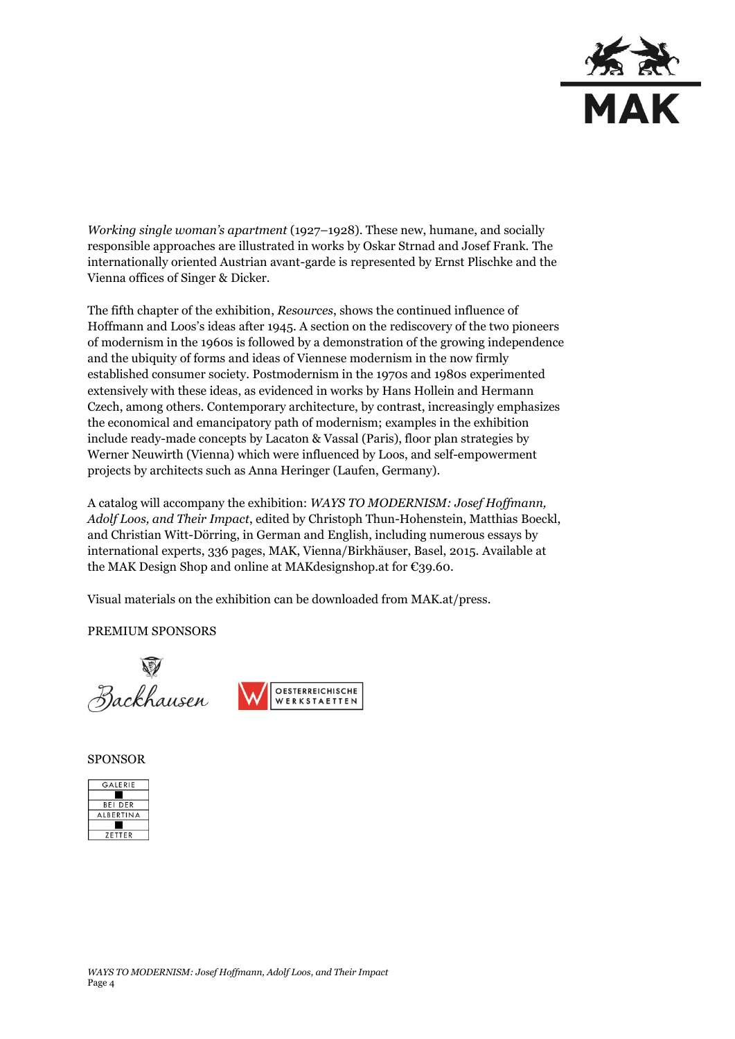*Working single woman's apartment* (1927–1928). These new, humane, and socially responsible approaches are illustrated in works by Oskar Strnad and Josef Frank. The internationally oriented Austrian avant-garde is represented by Ernst Plischke and the Vienna offices of Singer & Dicker.

The fifth chapter of the exhibition, *Resources*, shows the continued influence of Hoffmann and Loos's ideas after 1945. A section on the rediscovery of the two pioneers of modernism in the 1960s is followed by a demonstration of the growing independence and the ubiquity of forms and ideas of Viennese modernism in the now firmly established consumer society. Postmodernism in the 1970s and 1980s experimented extensively with these ideas, as evidenced in works by Hans Hollein and Hermann Czech, among others. Contemporary architecture, by contrast, increasingly emphasizes the economical and emancipatory path of modernism; examples in the exhibition include ready-made concepts by Lacaton & Vassal (Paris), floor plan strategies by Werner Neuwirth (Vienna) which were influenced by Loos, and self-empowerment projects by architects such as Anna Heringer (Laufen, Germany).

A catalog will accompany the exhibition: *WAYS TO MODERNISM: Josef Hoffmann, Adolf Loos, and Their Impact*, edited by Christoph Thun-Hohenstein, Matthias Boeckl, and Christian Witt-Dörring, in German and English, including numerous essays by international experts, 336 pages, MAK, Vienna/Birkhäuser, Basel, 2015. Available at the MAK Design Shop and online at MAKdesignshop.at for €39.60.

Visual materials on the exhibition can be downloaded from MAK.at/press.

PREMIUM SPONSORS

Backhausen

OESTERREICHISCHE WERKSTAETTEN

SPONSOR

GALERIE BEI DER ALBERTINA ZETTER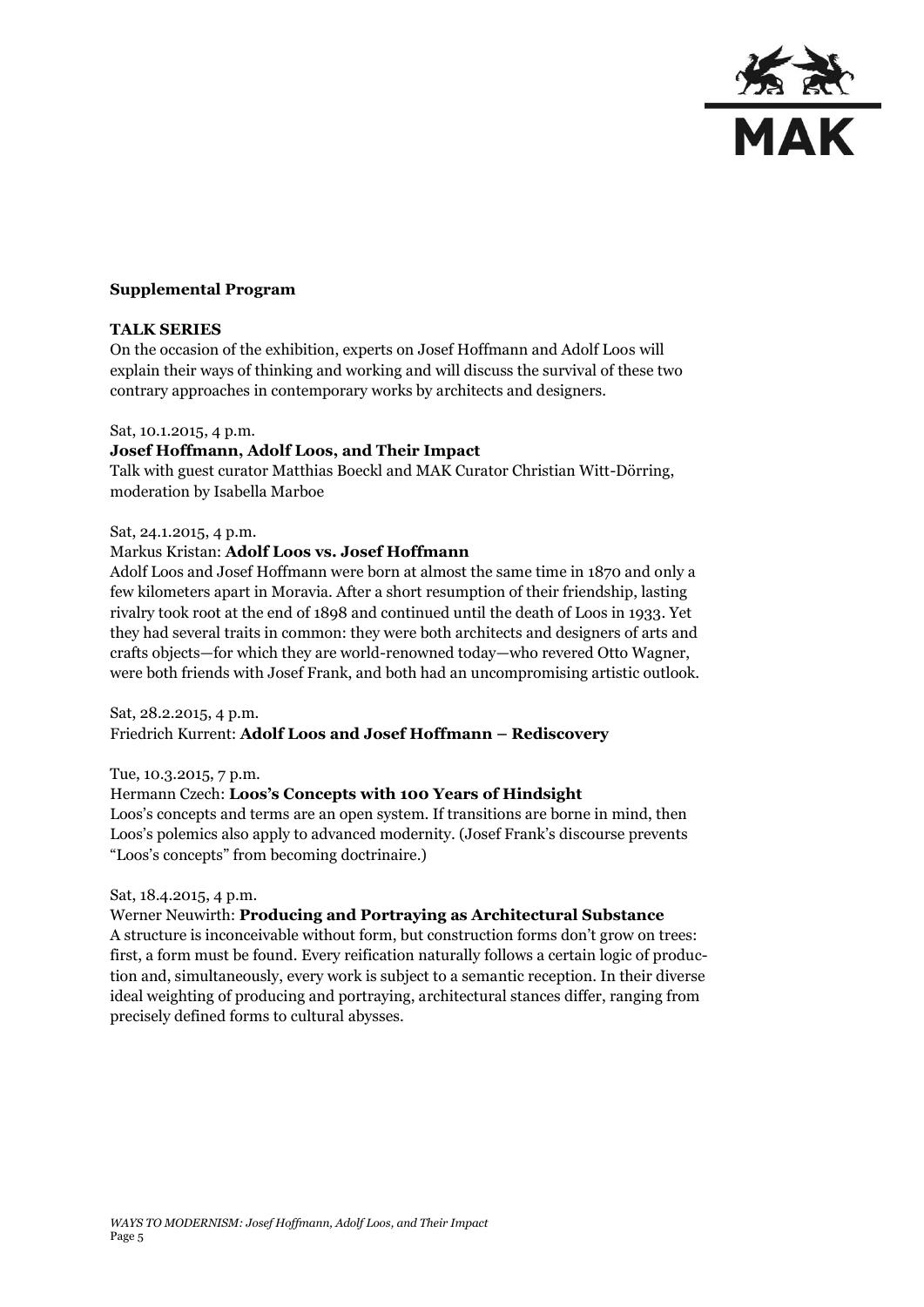**Supplemental Program**

**TALK SERIES**

On the occasion of the exhibition, experts on Josef Hoffmann and Adolf Loos will explain their ways of thinking and working and will discuss the survival of these two contrary approaches in contemporary works by architects and designers.

Sat, 10.1.2015, 4 p.m.
**Josef Hoffmann, Adolf Loos, and Their Impact**
Talk with guest curator Matthias Boeckl and MAK Curator Christian Witt-Dörring, moderation by Isabella Marboe

Sat, 24.1.2015, 4 p.m.
Markus Kristan: **Adolf Loos vs. Josef Hoffmann**
Adolf Loos and Josef Hoffmann were born at almost the same time in 1870 and only a few kilometers apart in Moravia. After a short resumption of their friendship, lasting rivalry took root at the end of 1898 and continued until the death of Loos in 1933. Yet they had several traits in common: they were both architects and designers of arts and crafts objects—for which they are world-renowned today—who revered Otto Wagner, were both friends with Josef Frank, and both had an uncompromising artistic outlook.

Sat, 28.2.2015, 4 p.m.
Friedrich Kurrent: **Adolf Loos and Josef Hoffmann – Rediscovery**

Tue, 10.3.2015, 7 p.m.
Hermann Czech: **Loos's Concepts with 100 Years of Hindsight**
Loos's concepts and terms are an open system. If transitions are borne in mind, then Loos's polemics also apply to advanced modernity. (Josef Frank's discourse prevents "Loos's concepts" from becoming doctrinaire.)

Sat, 18.4.2015, 4 p.m.
Werner Neuwirth: **Producing and Portraying as Architectural Substance**
A structure is inconceivable without form, but construction forms don't grow on trees: first, a form must be found. Every reification naturally follows a certain logic of production and, simultaneously, every work is subject to a semantic reception. In their diverse ideal weighting of producing and portraying, architectural stances differ, ranging from precisely defined forms to cultural abysses.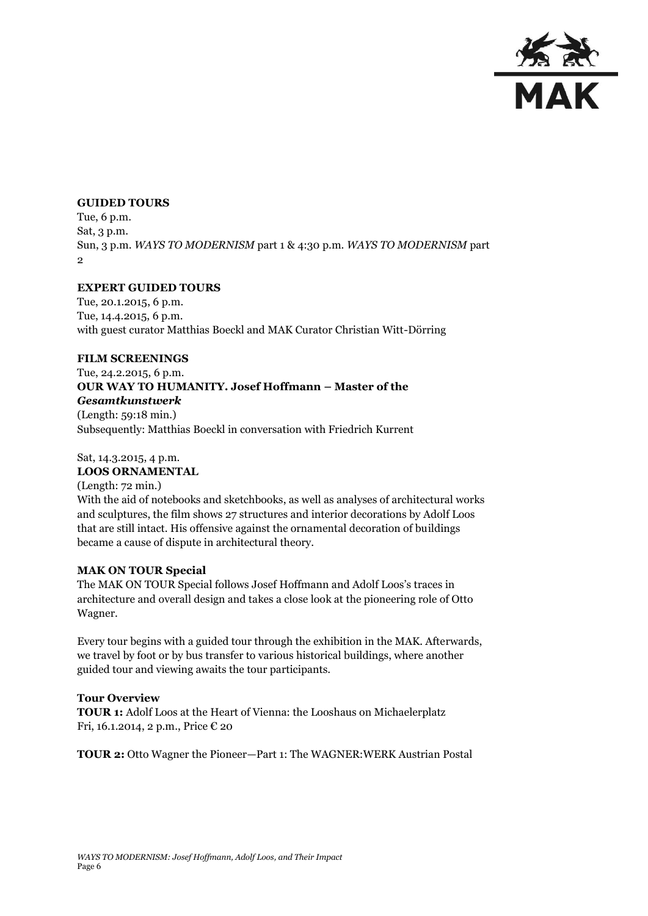**GUIDED TOURS**
Tue, 6 p.m.
Sat, 3 p.m.
Sun, 3 p.m. *WAYS TO MODERNISM* part 1 & 4:30 p.m. *WAYS TO MODERNISM* part 2

**EXPERT GUIDED TOURS**
Tue, 20.1.2015, 6 p.m.
Tue, 14.4.2015, 6 p.m.
with guest curator Matthias Boeckl and MAK Curator Christian Witt-Dörring

**FILM SCREENINGS**
Tue, 24.2.2015, 6 p.m.
**OUR WAY TO HUMANITY. Josef Hoffmann – Master of the *Gesamtkunstwerk***
(Length: 59:18 min.)
Subsequently: Matthias Boeckl in conversation with Friedrich Kurrent

Sat, 14.3.2015, 4 p.m.
**LOOS ORNAMENTAL**
(Length: 72 min.)
With the aid of notebooks and sketchbooks, as well as analyses of architectural works and sculptures, the film shows 27 structures and interior decorations by Adolf Loos that are still intact. His offensive against the ornamental decoration of buildings became a cause of dispute in architectural theory.

**MAK ON TOUR Special**
The MAK ON TOUR Special follows Josef Hoffmann and Adolf Loos's traces in architecture and overall design and takes a close look at the pioneering role of Otto Wagner.

Every tour begins with a guided tour through the exhibition in the MAK. Afterwards, we travel by foot or by bus transfer to various historical buildings, where another guided tour and viewing awaits the tour participants.

**Tour Overview**
**TOUR 1:** Adolf Loos at the Heart of Vienna: the Looshaus on Michaelerplatz
Fri, 16.1.2014, 2 p.m., Price € 20

**TOUR 2:** Otto Wagner the Pioneer—Part 1: The WAGNER:WERK Austrian Postal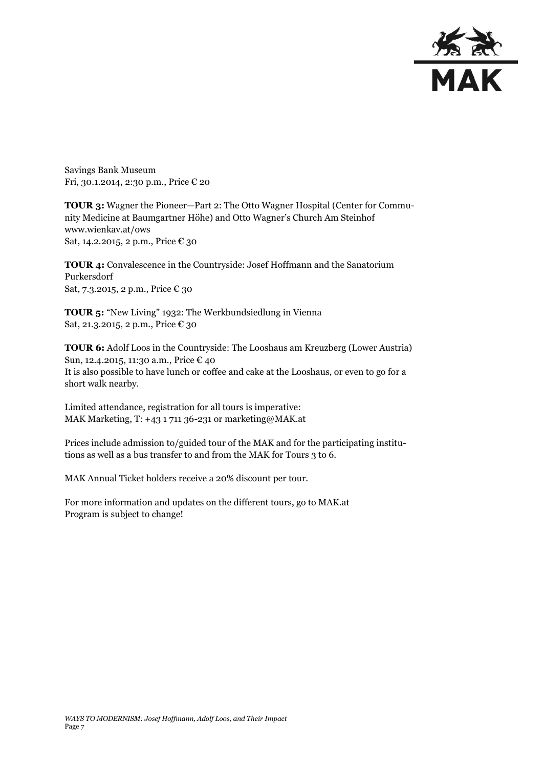Savings Bank Museum
Fri, 30.1.2014, 2:30 p.m., Price € 20

**TOUR 3:** Wagner the Pioneer—Part 2: The Otto Wagner Hospital (Center for Community Medicine at Baumgartner Höhe) and Otto Wagner's Church Am Steinhof
www.wienkav.at/ows
Sat, 14.2.2015, 2 p.m., Price € 30

**TOUR 4:** Convalescence in the Countryside: Josef Hoffmann and the Sanatorium Purkersdorf
Sat, 7.3.2015, 2 p.m., Price € 30

**TOUR 5:** "New Living" 1932: The Werkbundsiedlung in Vienna
Sat, 21.3.2015, 2 p.m., Price € 30

**TOUR 6:** Adolf Loos in the Countryside: The Looshaus am Kreuzberg (Lower Austria)
Sun, 12.4.2015, 11:30 a.m., Price € 40
It is also possible to have lunch or coffee and cake at the Looshaus, or even to go for a short walk nearby.

Limited attendance, registration for all tours is imperative:
MAK Marketing, T: +43 1 711 36-231 or marketing@MAK.at

Prices include admission to/guided tour of the MAK and for the participating institutions as well as a bus transfer to and from the MAK for Tours 3 to 6.

MAK Annual Ticket holders receive a 20% discount per tour.

For more information and updates on the different tours, go to MAK.at
Program is subject to change!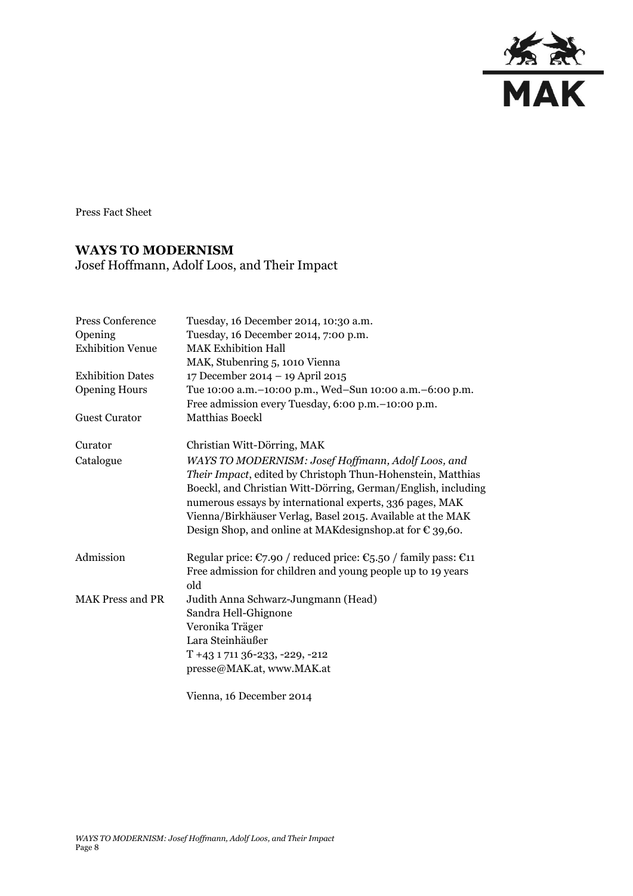Press Fact Sheet

# WAYS TO MODERNISM

Josef Hoffmann, Adolf Loos, and Their Impact

| | |
|---|---|
| Press Conference | Tuesday, 16 December 2014, 10:30 a.m. |
| Opening | Tuesday, 16 December 2014, 7:00 p.m. |
| Exhibition Venue | MAK Exhibition Hall<br>MAK, Stubenring 5, 1010 Vienna |
| Exhibition Dates | 17 December 2014 – 19 April 2015 |
| Opening Hours | Tue 10:00 a.m.–10:00 p.m., Wed–Sun 10:00 a.m.–6:00 p.m.<br>Free admission every Tuesday, 6:00 p.m.–10:00 p.m. |
| Guest Curator | Matthias Boeckl |
| Curator | Christian Witt-Dörring, MAK |
| Catalogue | *WAYS TO MODERNISM: Josef Hoffmann, Adolf Loos, and Their Impact*, edited by Christoph Thun-Hohenstein, Matthias Boeckl, and Christian Witt-Dörring, German/English, including numerous essays by international experts, 336 pages, MAK Vienna/Birkhäuser Verlag, Basel 2015. Available at the MAK Design Shop, and online at MAKdesignshop.at for € 39,60. |
| Admission | Regular price: €7.90 / reduced price: €5.50 / family pass: €11<br>Free admission for children and young people up to 19 years old |
| MAK Press and PR | Judith Anna Schwarz-Jungmann (Head)<br>Sandra Hell-Ghignone<br>Veronika Träger<br>Lara Steinhäußer<br>T +43 1 711 36-233, -229, -212<br>presse@MAK.at, www.MAK.at |

Vienna, 16 December 2014